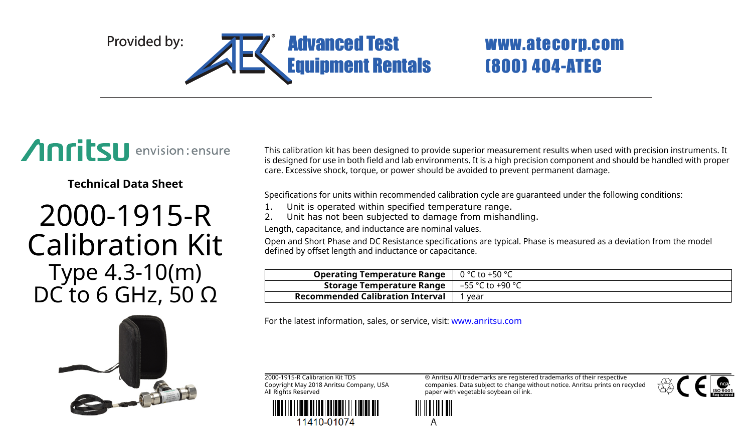Provided by: Advanced Test Equipment Rentals www.atecorp.com (800) 404-ATEC

Anritsu envision : ensure

**Technical Data Sheet**

# 2000-1915-R Calibration Kit

## Type 4.3-10(m)
## DC to 6 GHz, 50 Ω

This calibration kit has been designed to provide superior measurement results when used with precision instruments. It is designed for use in both field and lab environments. It is a high precision component and should be handled with proper care. Excessive shock, torque, or power should be avoided to prevent permanent damage.

Specifications for units within recommended calibration cycle are guaranteed under the following conditions:

1. Unit is operated within specified temperature range.
2. Unit has not been subjected to damage from mishandling.

Length, capacitance, and inductance are nominal values.

Open and Short Phase and DC Resistance specifications are typical. Phase is measured as a deviation from the model defined by offset length and inductance or capacitance.

| | |
|---|---|
| **Operating Temperature Range** | 0 °C to +50 °C |
| **Storage Temperature Range** | –55 °C to +90 °C |
| **Recommended Calibration Interval** | 1 year |

For the latest information, sales, or service, visit: www.anritsu.com

2000-1915-R Calibration Kit TDS
Copyright May 2018 Anritsu Company, USA
All Rights Reserved

® Anritsu All trademarks are registered trademarks of their respective companies. Data subject to change without notice. Anritsu prints on recycled paper with vegetable soybean oil ink.

11410-01074

A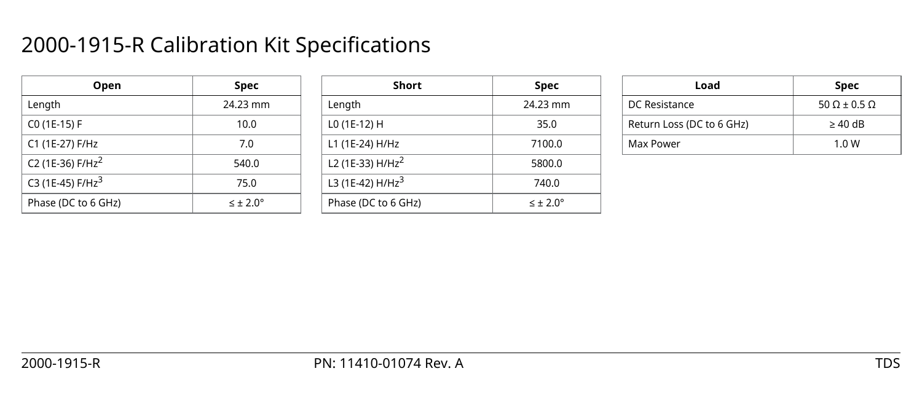# 2000-1915-R Calibration Kit Specifications

| Open | Spec |
|---|---|
| Length | 24.23 mm |
| C0 (1E-15) F | 10.0 |
| C1 (1E-27) F/Hz | 7.0 |
| C2 (1E-36) F/Hz$^2$ | 540.0 |
| C3 (1E-45) F/Hz$^3$ | 75.0 |
| Phase (DC to 6 GHz) | ≤ ± 2.0° |

| Short | Spec |
|---|---|
| Length | 24.23 mm |
| L0 (1E-12) H | 35.0 |
| L1 (1E-24) H/Hz | 7100.0 |
| L2 (1E-33) H/Hz$^2$ | 5800.0 |
| L3 (1E-42) H/Hz$^3$ | 740.0 |
| Phase (DC to 6 GHz) | ≤ ± 2.0° |

| Load | Spec |
|---|---|
| DC Resistance | 50 Ω ± 0.5 Ω |
| Return Loss (DC to 6 GHz) | ≥ 40 dB |
| Max Power | 1.0 W |